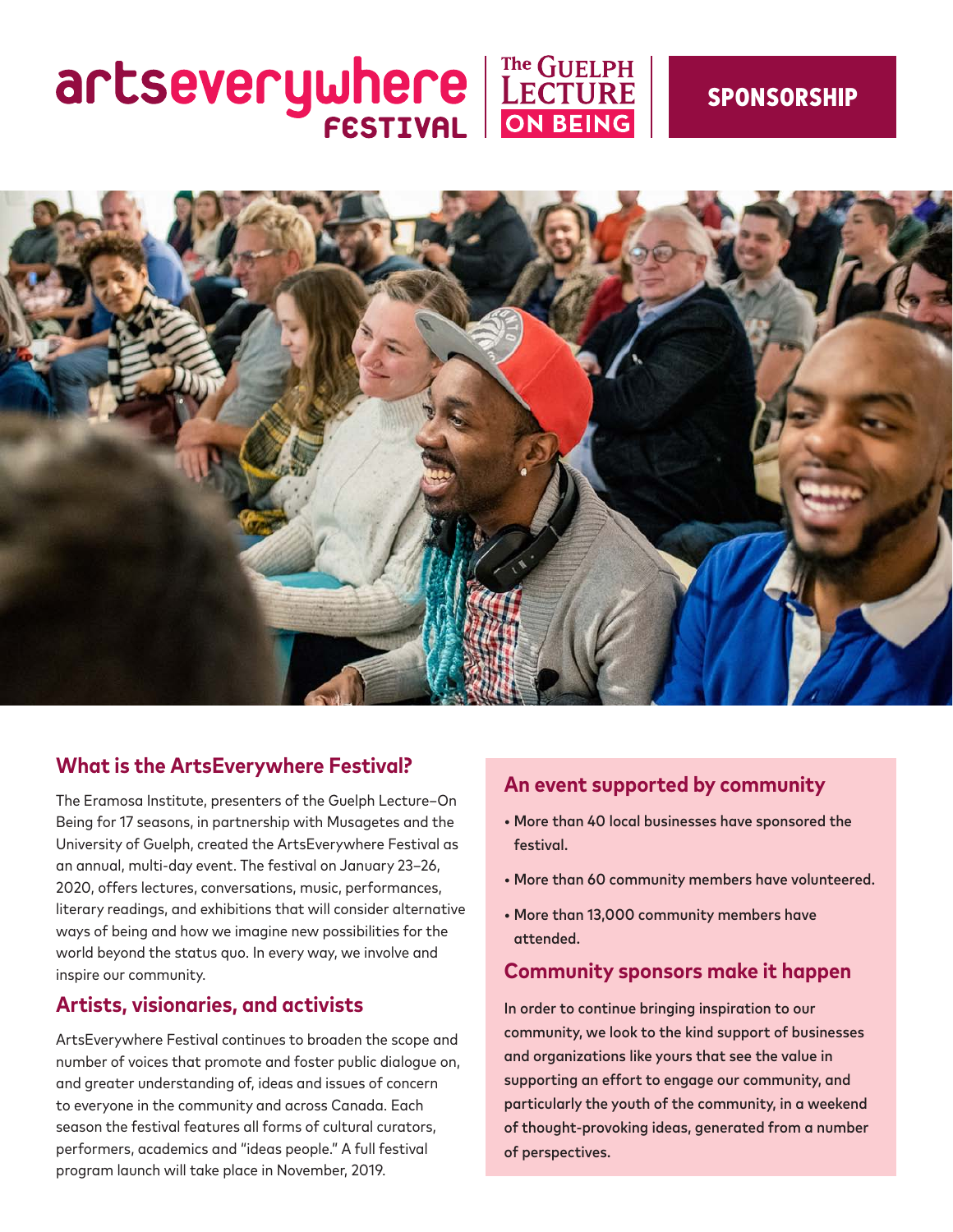artseverywhere FESTIVAL | The GUELPH LECTURE ON BEING

**SPONSORSHIP**

## What is the ArtsEverywhere Festival?

The Eramosa Institute, presenters of the Guelph Lecture–On Being for 17 seasons, in partnership with Musagetes and the University of Guelph, created the ArtsEverywhere Festival as an annual, multi-day event. The festival on January 23–26, 2020, offers lectures, conversations, music, performances, literary readings, and exhibitions that will consider alternative ways of being and how we imagine new possibilities for the world beyond the status quo. In every way, we involve and inspire our community.

## Artists, visionaries, and activists

ArtsEverywhere Festival continues to broaden the scope and number of voices that promote and foster public dialogue on, and greater understanding of, ideas and issues of concern to everyone in the community and across Canada. Each season the festival features all forms of cultural curators, performers, academics and "ideas people." A full festival program launch will take place in November, 2019.

## An event supported by community

- More than 40 local businesses have sponsored the festival.
- More than 60 community members have volunteered.
- More than 13,000 community members have attended.

## Community sponsors make it happen

In order to continue bringing inspiration to our community, we look to the kind support of businesses and organizations like yours that see the value in supporting an effort to engage our community, and particularly the youth of the community, in a weekend of thought-provoking ideas, generated from a number of perspectives.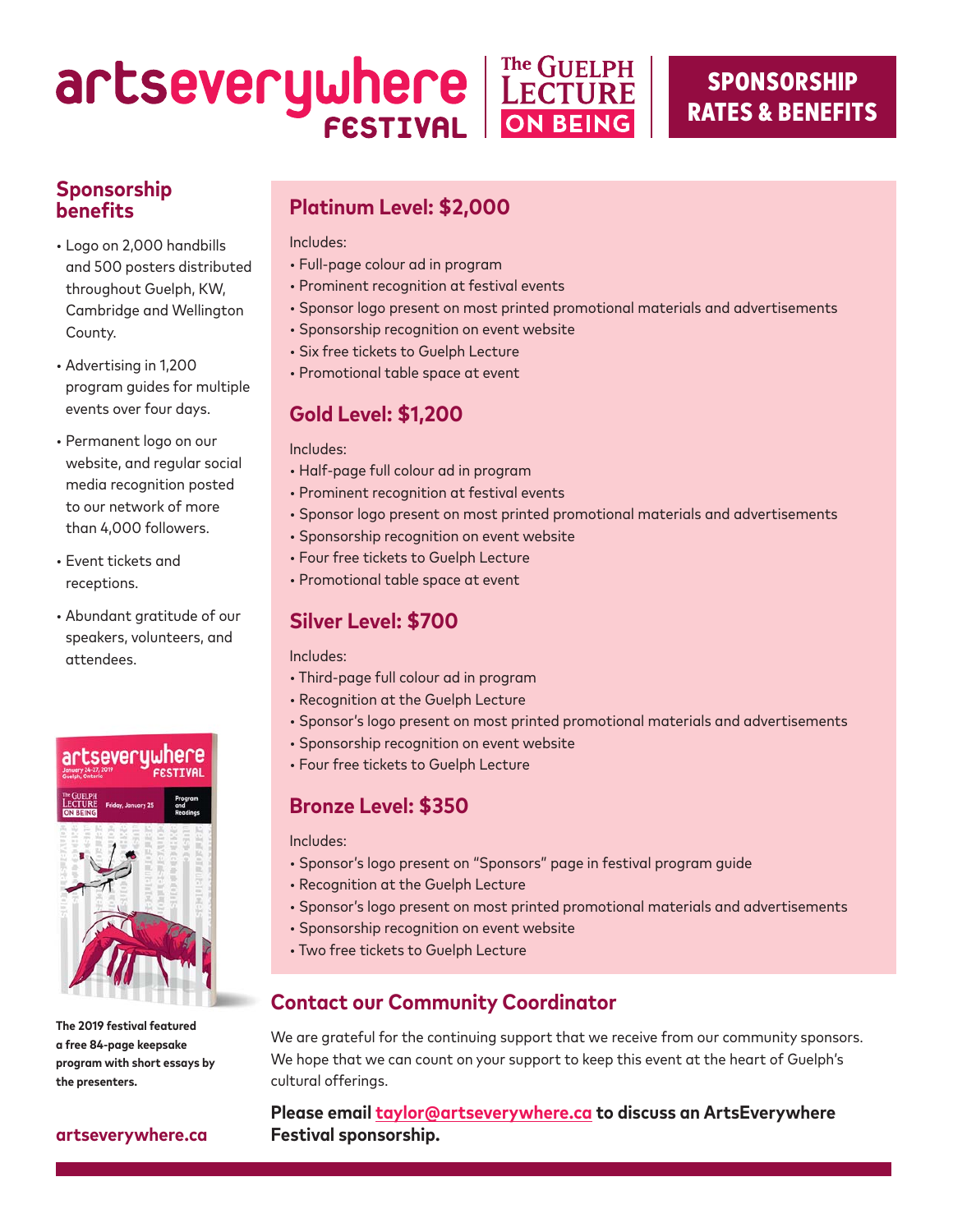# artseverywhere FESTIVAL | The GUELPH LECTURE ON BEING

## SPONSORSHIP RATES & BENEFITS

## Sponsorship benefits

- Logo on 2,000 handbills and 500 posters distributed throughout Guelph, KW, Cambridge and Wellington County.
- Advertising in 1,200 program guides for multiple events over four days.
- Permanent logo on our website, and regular social media recognition posted to our network of more than 4,000 followers.
- Event tickets and receptions.
- Abundant gratitude of our speakers, volunteers, and attendees.

**The 2019 festival featured a free 84-page keepsake program with short essays by the presenters.**

**artseverywhere.ca**

## Platinum Level: $2,000

Includes:

- Full-page colour ad in program
- Prominent recognition at festival events
- Sponsor logo present on most printed promotional materials and advertisements
- Sponsorship recognition on event website
- Six free tickets to Guelph Lecture
- Promotional table space at event

## Gold Level: $1,200

Includes:

- Half-page full colour ad in program
- Prominent recognition at festival events
- Sponsor logo present on most printed promotional materials and advertisements
- Sponsorship recognition on event website
- Four free tickets to Guelph Lecture
- Promotional table space at event

## Silver Level: $700

Includes:

- Third-page full colour ad in program
- Recognition at the Guelph Lecture
- Sponsor's logo present on most printed promotional materials and advertisements
- Sponsorship recognition on event website
- Four free tickets to Guelph Lecture

## Bronze Level: $350

Includes:

- Sponsor's logo present on "Sponsors" page in festival program guide
- Recognition at the Guelph Lecture
- Sponsor's logo present on most printed promotional materials and advertisements
- Sponsorship recognition on event website
- Two free tickets to Guelph Lecture

## Contact our Community Coordinator

We are grateful for the continuing support that we receive from our community sponsors. We hope that we can count on your support to keep this event at the heart of Guelph's cultural offerings.

**Please email taylor@artseverywhere.ca to discuss an ArtsEverywhere Festival sponsorship.**